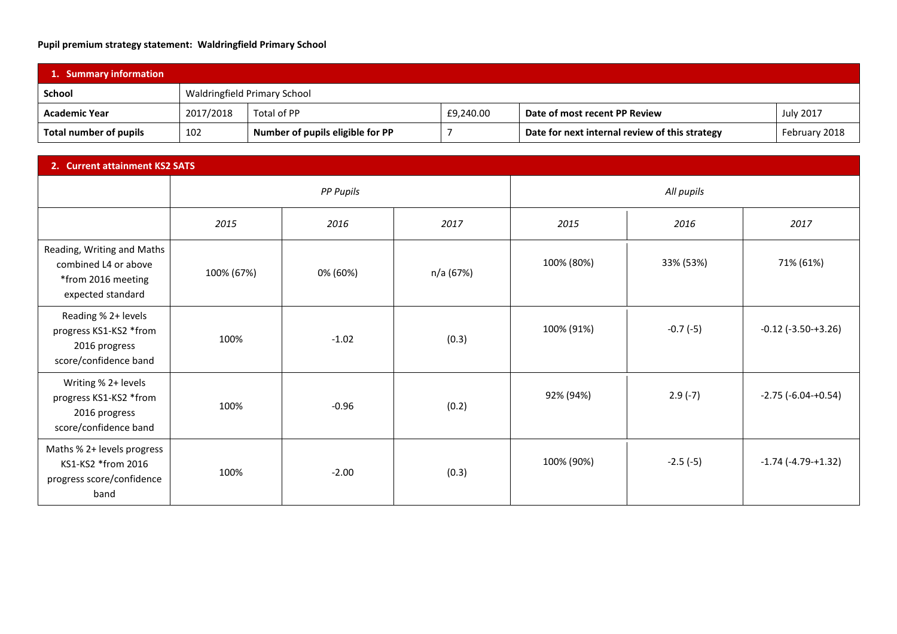**Pupil premium strategy statement: Waldringfield Primary School**

| 1. Summary information | | | | | |
|---|---|---|---|---|---|
| **School** | Waldringfield Primary School | | | | |
| **Academic Year** | 2017/2018 | Total of PP | £9,240.00 | **Date of most recent PP Review** | July 2017 |
| **Total number of pupils** | 102 | **Number of pupils eligible for PP** | 7 | **Date for next internal review of this strategy** | February 2018 |

| 2. Current attainment KS2 SATS | | | | | | |
|---|---|---|---|---|---|---|
| | *PP Pupils* | | | *All pupils* | | |
| | *2015* | *2016* | *2017* | *2015* | *2016* | *2017* |
| Reading, Writing and Maths combined L4 or above *from 2016 meeting expected standard | 100% (67%) | 0% (60%) | n/a (67%) | 100% (80%) | 33% (53%) | 71% (61%) |
| Reading % 2+ levels progress KS1-KS2 *from 2016 progress score/confidence band | 100% | -1.02 | (0.3) | 100% (91%) | -0.7 (-5) | -0.12 (-3.50-+3.26) |
| Writing % 2+ levels progress KS1-KS2 *from 2016 progress score/confidence band | 100% | -0.96 | (0.2) | 92% (94%) | 2.9 (-7) | -2.75 (-6.04-+0.54) |
| Maths % 2+ levels progress KS1-KS2 *from 2016 progress score/confidence band | 100% | -2.00 | (0.3) | 100% (90%) | -2.5 (-5) | -1.74 (-4.79-+1.32) |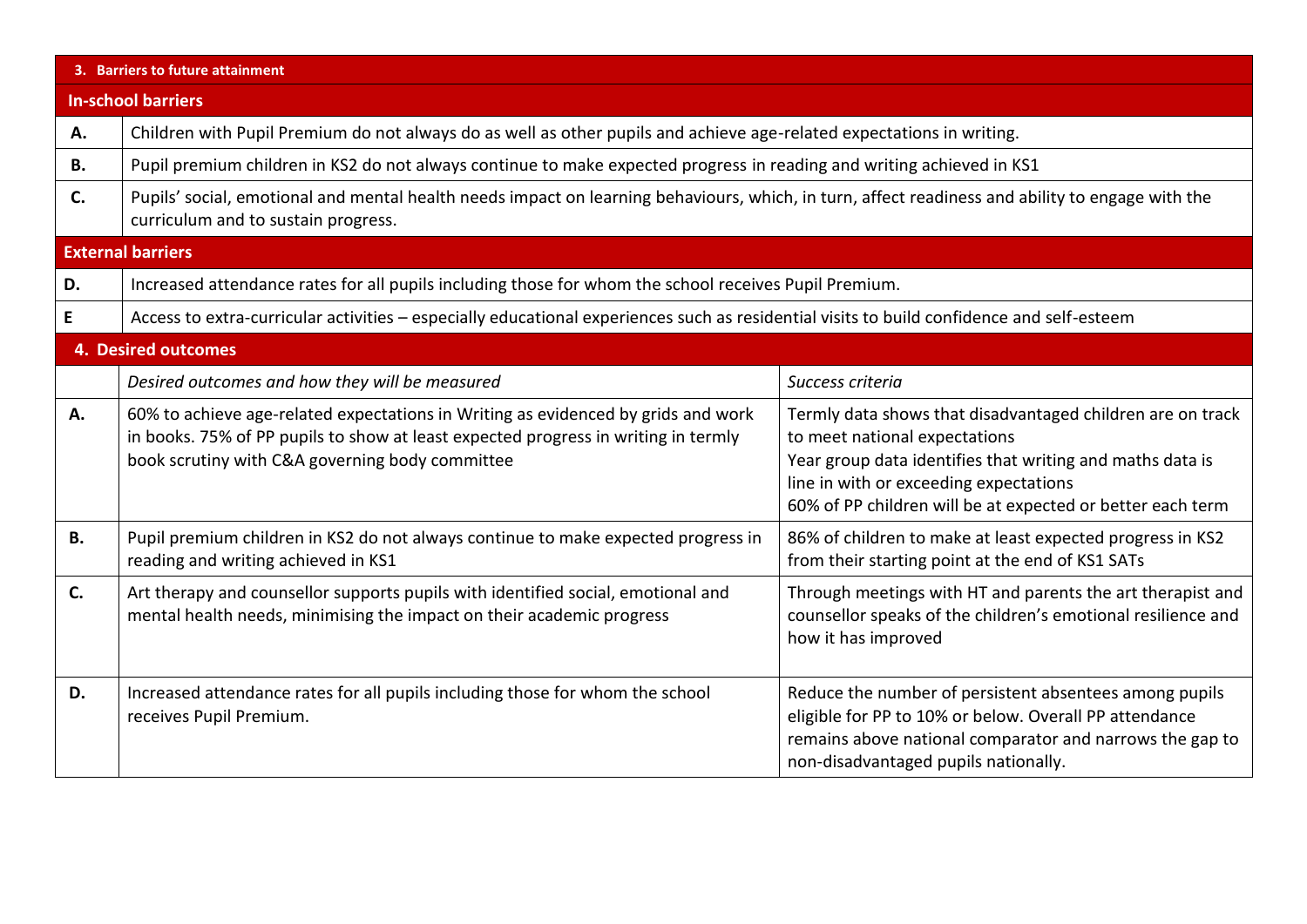| 3. Barriers to future attainment | |
|---|---|
| **In-school barriers** | |
| **A.** | Children with Pupil Premium do not always do as well as other pupils and achieve age-related expectations in writing. |
| **B.** | Pupil premium children in KS2 do not always continue to make expected progress in reading and writing achieved in KS1 |
| **C.** | Pupils' social, emotional and mental health needs impact on learning behaviours, which, in turn, affect readiness and ability to engage with the curriculum and to sustain progress. |
| **External barriers** | |
| **D.** | Increased attendance rates for all pupils including those for whom the school receives Pupil Premium. |
| **E** | Access to extra-curricular activities – especially educational experiences such as residential visits to build confidence and self-esteem |

| 4. Desired outcomes | | |
|---|---|---|
| | *Desired outcomes and how they will be measured* | *Success criteria* |
| **A.** | 60% to achieve age-related expectations in Writing as evidenced by grids and work in books. 75% of PP pupils to show at least expected progress in writing in termly book scrutiny with C&A governing body committee | Termly data shows that disadvantaged children are on track to meet national expectations<br>Year group data identifies that writing and maths data is line in with or exceeding expectations<br>60% of PP children will be at expected or better each term |
| **B.** | Pupil premium children in KS2 do not always continue to make expected progress in reading and writing achieved in KS1 | 86% of children to make at least expected progress in KS2 from their starting point at the end of KS1 SATs |
| **C.** | Art therapy and counsellor supports pupils with identified social, emotional and mental health needs, minimising the impact on their academic progress | Through meetings with HT and parents the art therapist and counsellor speaks of the children's emotional resilience and how it has improved |
| **D.** | Increased attendance rates for all pupils including those for whom the school receives Pupil Premium. | Reduce the number of persistent absentees among pupils eligible for PP to 10% or below. Overall PP attendance remains above national comparator and narrows the gap to non-disadvantaged pupils nationally. |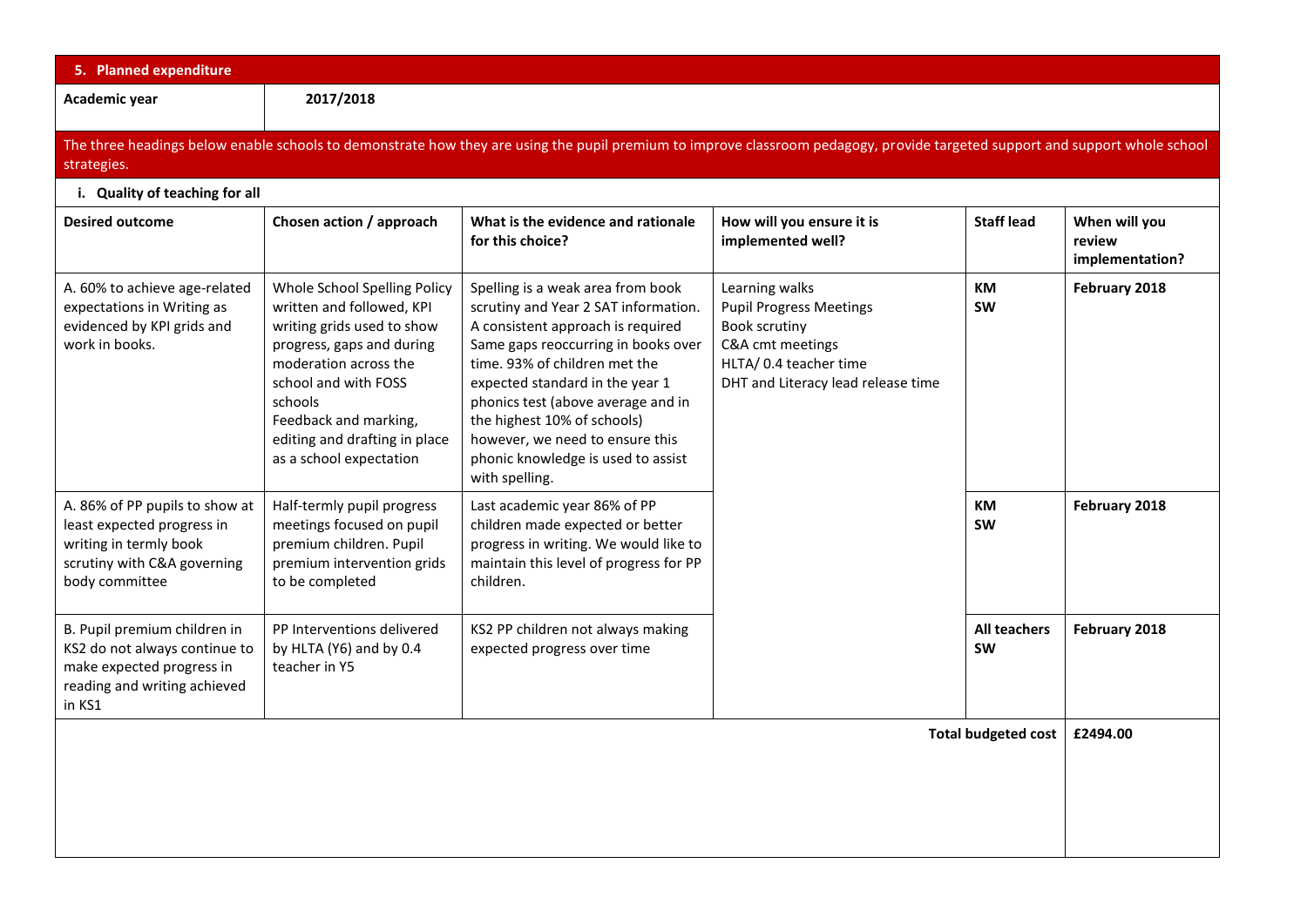## 5. Planned expenditure

**Academic year** 2017/2018

The three headings below enable schools to demonstrate how they are using the pupil premium to improve classroom pedagogy, provide targeted support and support whole school strategies.

### i. Quality of teaching for all

| Desired outcome | Chosen action / approach | What is the evidence and rationale for this choice? | How will you ensure it is implemented well? | Staff lead | When will you review implementation? |
|---|---|---|---|---|---|
| A. 60% to achieve age-related expectations in Writing as evidenced by KPI grids and work in books. | Whole School Spelling Policy written and followed, KPI writing grids used to show progress, gaps and during moderation across the school and with FOSS schools<br>Feedback and marking, editing and drafting in place as a school expectation | Spelling is a weak area from book scrutiny and Year 2 SAT information. A consistent approach is required Same gaps reoccurring in books over time. 93% of children met the expected standard in the year 1 phonics test (above average and in the highest 10% of schools) however, we need to ensure this phonic knowledge is used to assist with spelling. | Learning walks<br>Pupil Progress Meetings<br>Book scrutiny<br>C&A cmt meetings<br>HLTA/ 0.4 teacher time<br>DHT and Literacy lead release time | **KM**<br>**SW** | **February 2018** |
| A. 86% of PP pupils to show at least expected progress in writing in termly book scrutiny with C&A governing body committee | Half-termly pupil progress meetings focused on pupil premium children. Pupil premium intervention grids to be completed | Last academic year 86% of PP children made expected or better progress in writing. We would like to maintain this level of progress for PP children. | | **KM**<br>**SW** | **February 2018** |
| B. Pupil premium children in KS2 do not always continue to make expected progress in reading and writing achieved in KS1 | PP Interventions delivered by HLTA (Y6) and by 0.4 teacher in Y5 | KS2 PP children not always making expected progress over time | | **All teachers**<br>**SW** | **February 2018** |
| | | | | **Total budgeted cost** | **£2494.00** |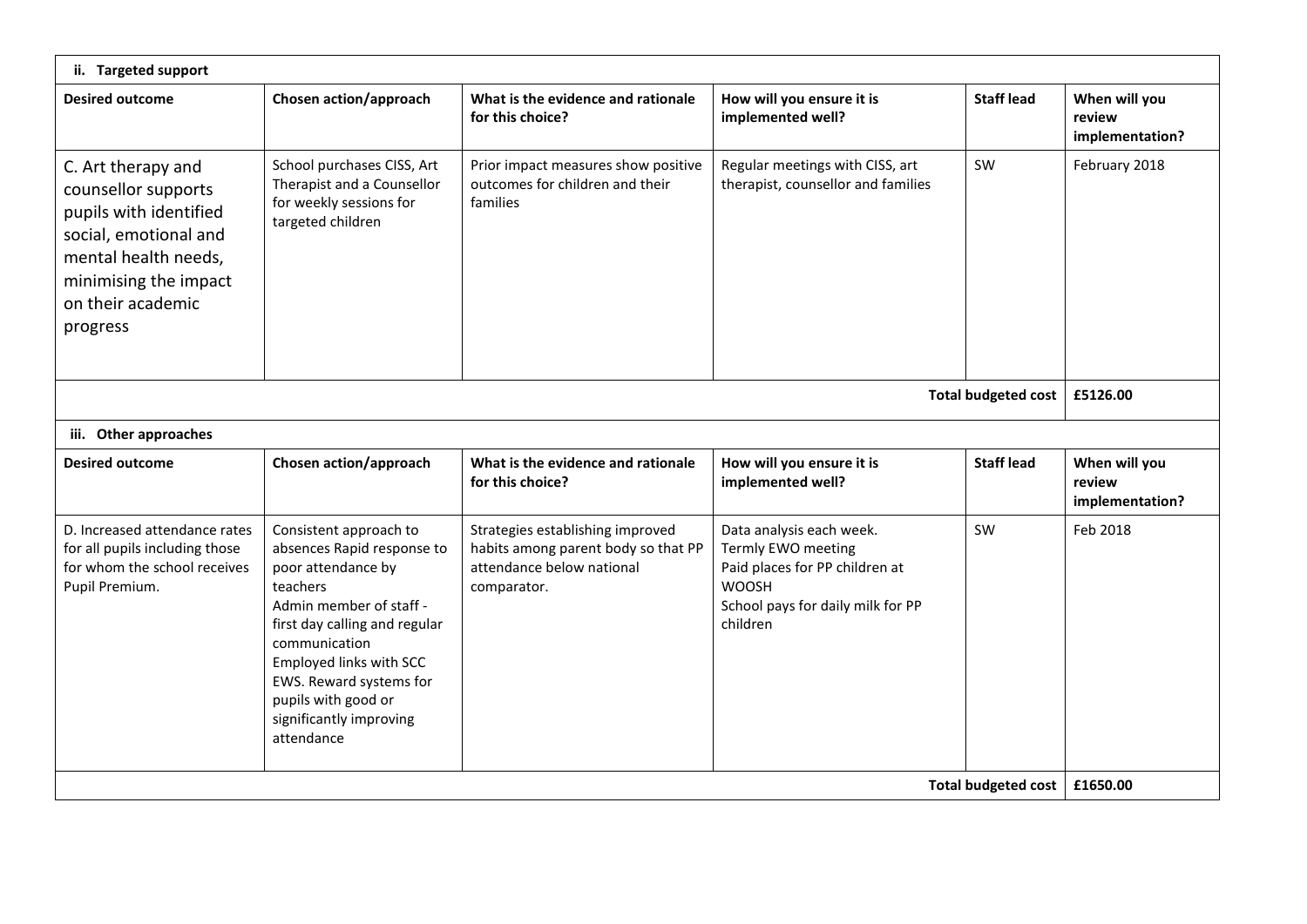| ii. Targeted support | | | | | |
|---|---|---|---|---|---|
| **Desired outcome** | **Chosen action/approach** | **What is the evidence and rationale for this choice?** | **How will you ensure it is implemented well?** | **Staff lead** | **When will you review implementation?** |
| C. Art therapy and counsellor supports pupils with identified social, emotional and mental health needs, minimising the impact on their academic progress | School purchases CISS, Art Therapist and a Counsellor for weekly sessions for targeted children | Prior impact measures show positive outcomes for children and their families | Regular meetings with CISS, art therapist, counsellor and families | SW | February 2018 |
| | | | | **Total budgeted cost** | **£5126.00** |

| iii. Other approaches | | | | | |
|---|---|---|---|---|---|
| **Desired outcome** | **Chosen action/approach** | **What is the evidence and rationale for this choice?** | **How will you ensure it is implemented well?** | **Staff lead** | **When will you review implementation?** |
| D. Increased attendance rates for all pupils including those for whom the school receives Pupil Premium. | Consistent approach to absences Rapid response to poor attendance by teachers<br>Admin member of staff - first day calling and regular communication<br>Employed links with SCC EWS. Reward systems for pupils with good or significantly improving attendance | Strategies establishing improved habits among parent body so that PP attendance below national comparator. | Data analysis each week.<br>Termly EWO meeting<br>Paid places for PP children at WOOSH<br>School pays for daily milk for PP children | SW | Feb 2018 |
| | | | | **Total budgeted cost** | **£1650.00** |